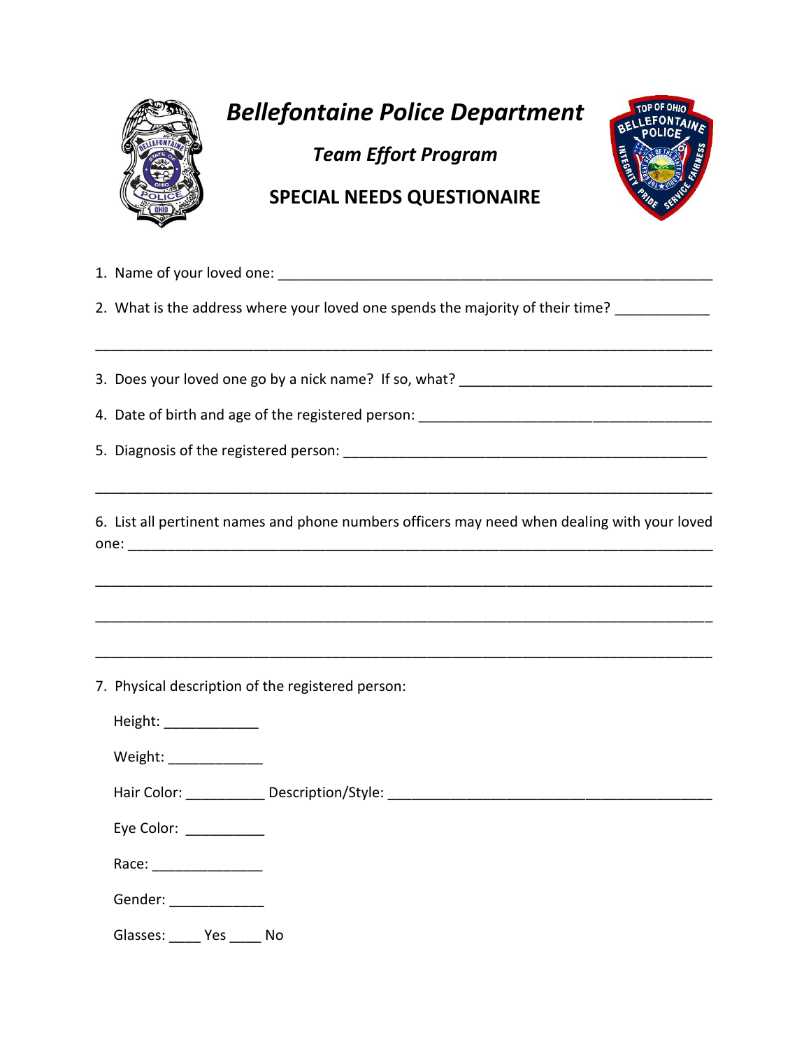# *Bellefontaine Police Department*

## *Team Effort Program*

## SPECIAL NEEDS QUESTIONAIRE

1. Name of your loved one: ______________________________________________________

2. What is the address where your loved one spends the majority of their time? ____________

___________________________________________________________________________

3. Does your loved one go by a nick name? If so, what? ________________________________

4. Date of birth and age of the registered person: _____________________________________

5. Diagnosis of the registered person: _______________________________________________

___________________________________________________________________________

6. List all pertinent names and phone numbers officers may need when dealing with your loved one: _______________________________________________________________________

___________________________________________________________________________

___________________________________________________________________________

___________________________________________________________________________

7. Physical description of the registered person:

   Height: ____________

   Weight: ____________

   Hair Color: __________ Description/Style: _________________________________________

   Eye Color: __________

   Race: ______________

   Gender: ____________

   Glasses: ____ Yes ____ No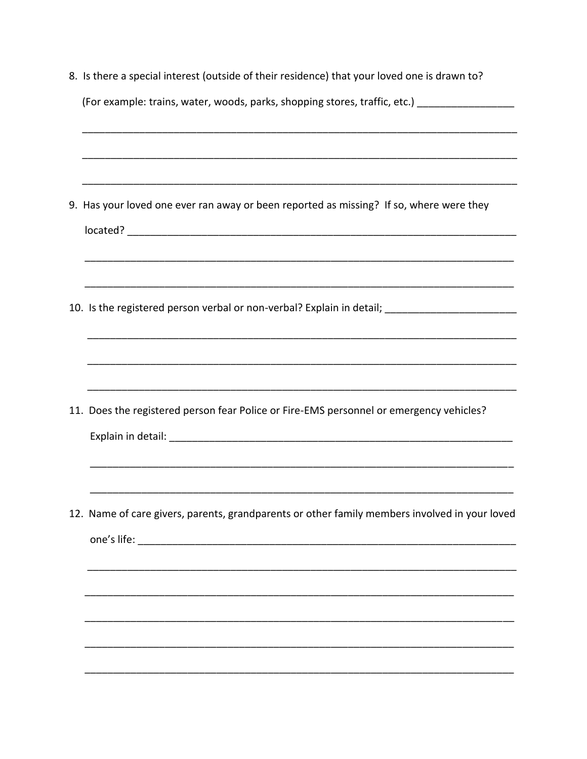8. Is there a special interest (outside of their residence) that your loved one is drawn to?

   (For example: trains, water, woods, parks, shopping stores, traffic, etc.) _________________

   ______________________________________________________________________________

   ______________________________________________________________________________

   ______________________________________________________________________________

9. Has your loved one ever ran away or been reported as missing? If so, where were they

   located? _______________________________________________________________________

   ______________________________________________________________________________

   ______________________________________________________________________________

10. Is the registered person verbal or non-verbal? Explain in detail; _______________________

    ______________________________________________________________________________

    ______________________________________________________________________________

    ______________________________________________________________________________

11. Does the registered person fear Police or Fire-EMS personnel or emergency vehicles?

    Explain in detail: _______________________________________________________________

    ______________________________________________________________________________

    ______________________________________________________________________________

12. Name of care givers, parents, grandparents or other family members involved in your loved

    one's life: _____________________________________________________________________

    ______________________________________________________________________________

    ______________________________________________________________________________

    ______________________________________________________________________________

    ______________________________________________________________________________

    ______________________________________________________________________________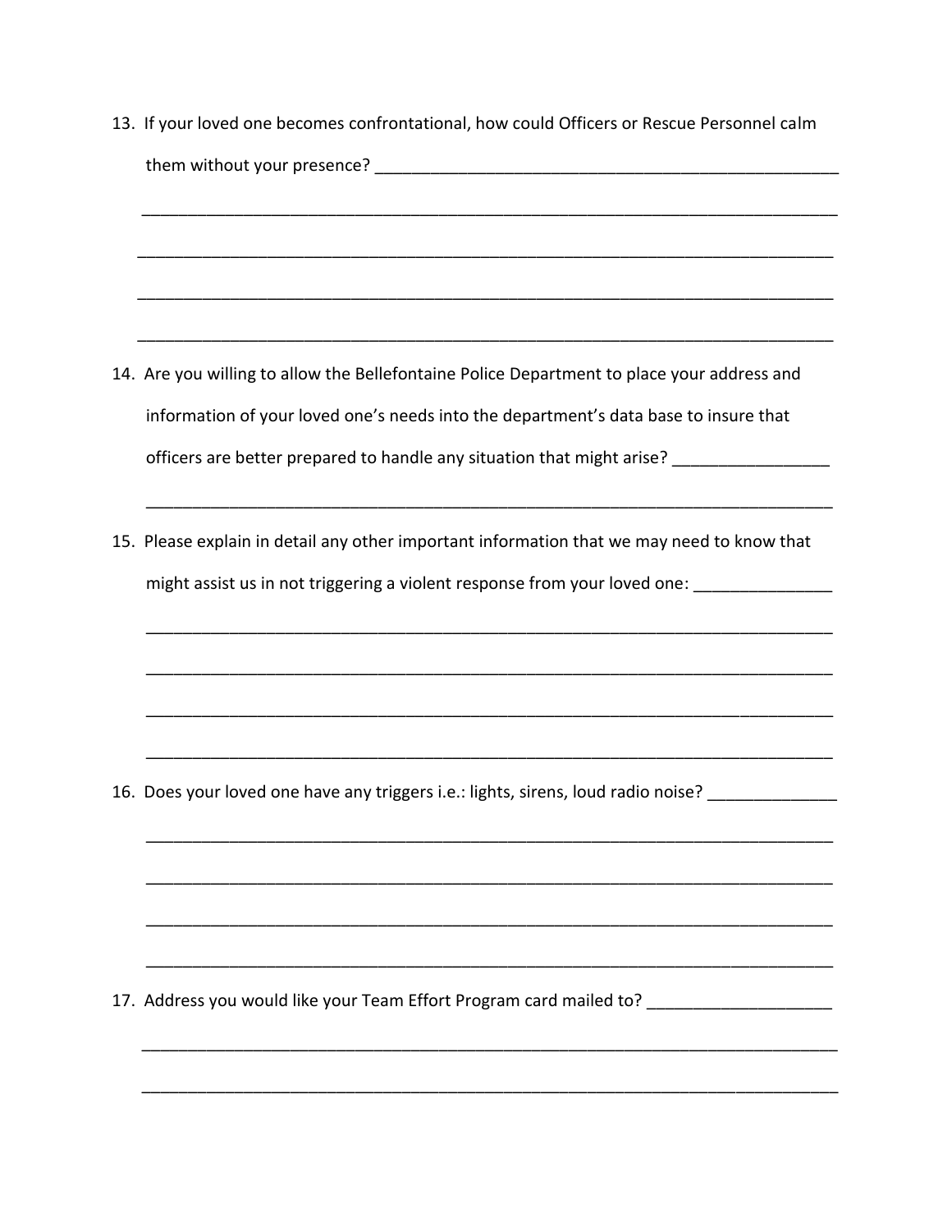13. If your loved one becomes confrontational, how could Officers or Rescue Personnel calm them without your presence? ____________________________________________________

______________________________________________________________________________

______________________________________________________________________________

______________________________________________________________________________

______________________________________________________________________________

14. Are you willing to allow the Bellefontaine Police Department to place your address and information of your loved one's needs into the department's data base to insure that officers are better prepared to handle any situation that might arise? _________________

______________________________________________________________________________

15. Please explain in detail any other important information that we may need to know that might assist us in not triggering a violent response from your loved one: _______________

______________________________________________________________________________

______________________________________________________________________________

______________________________________________________________________________

______________________________________________________________________________

16. Does your loved one have any triggers i.e.: lights, sirens, loud radio noise? ______________

______________________________________________________________________________

______________________________________________________________________________

______________________________________________________________________________

______________________________________________________________________________

17. Address you would like your Team Effort Program card mailed to? ____________________

______________________________________________________________________________

______________________________________________________________________________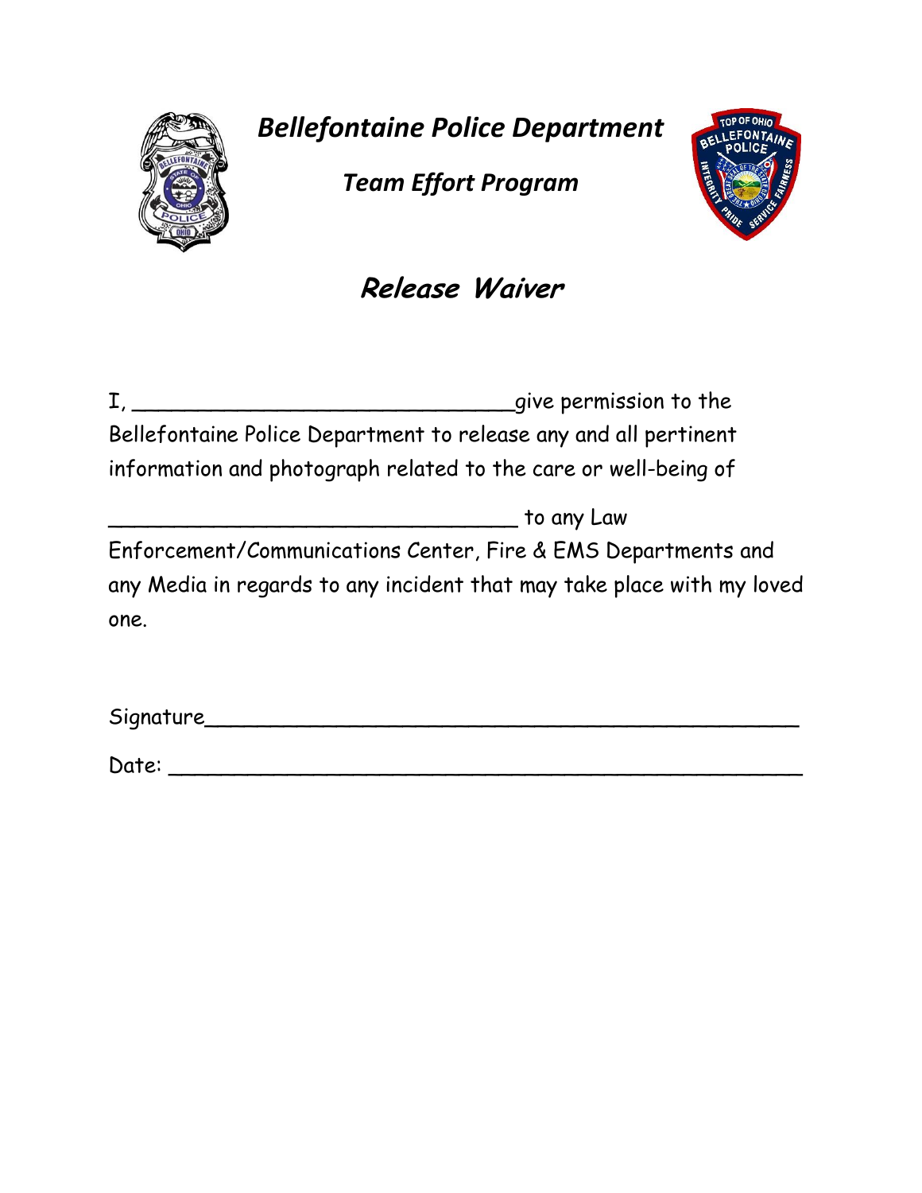# *Bellefontaine Police Department*

## *Team Effort Program*

## ***Release Waiver***

I, ______________________________give permission to the Bellefontaine Police Department to release any and all pertinent information and photograph related to the care or well-being of

_______________________________ to any Law Enforcement/Communications Center, Fire & EMS Departments and any Media in regards to any incident that may take place with my loved one.

Signature_______________________________________________

Date: _________________________________________________